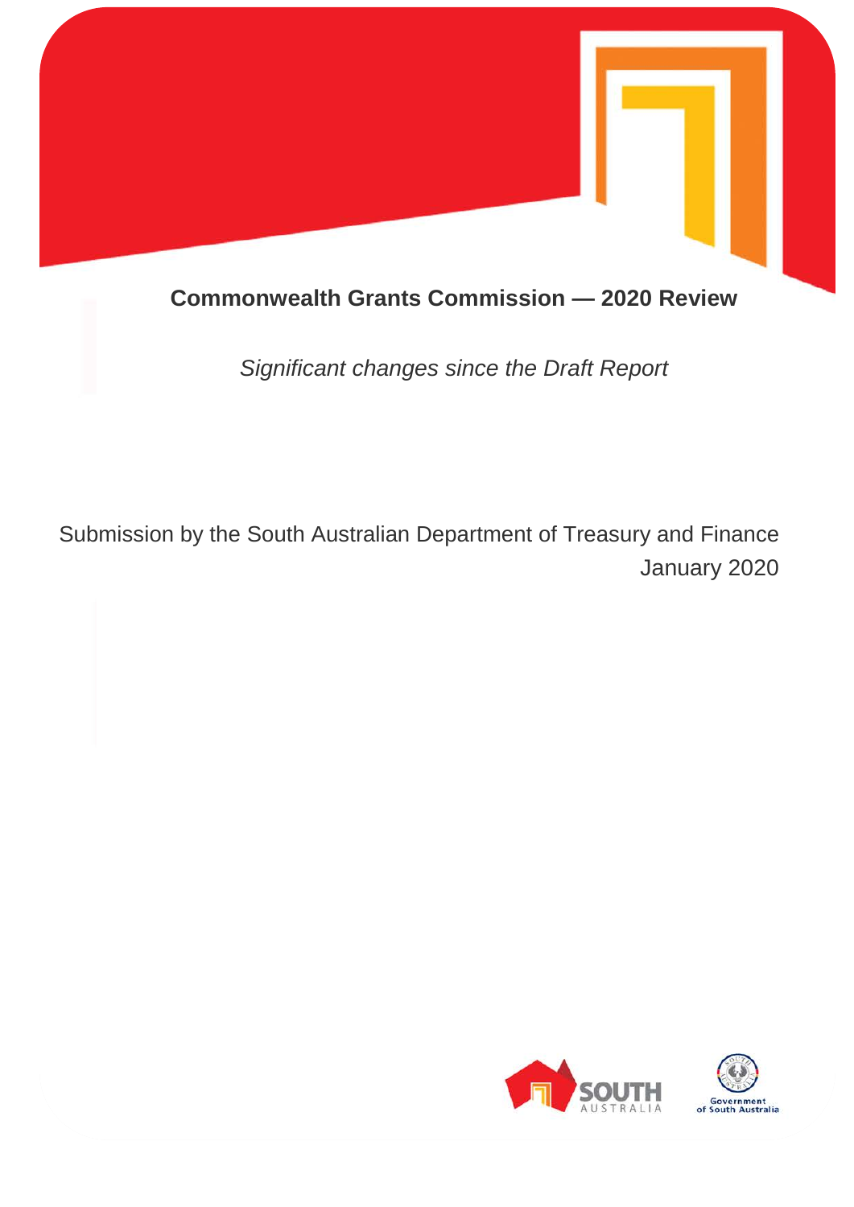# Commonwealth Grants Commission — 2020 Review

*Significant changes since the Draft Report*

Submission by the South Australian Department of Treasury and Finance

January 2020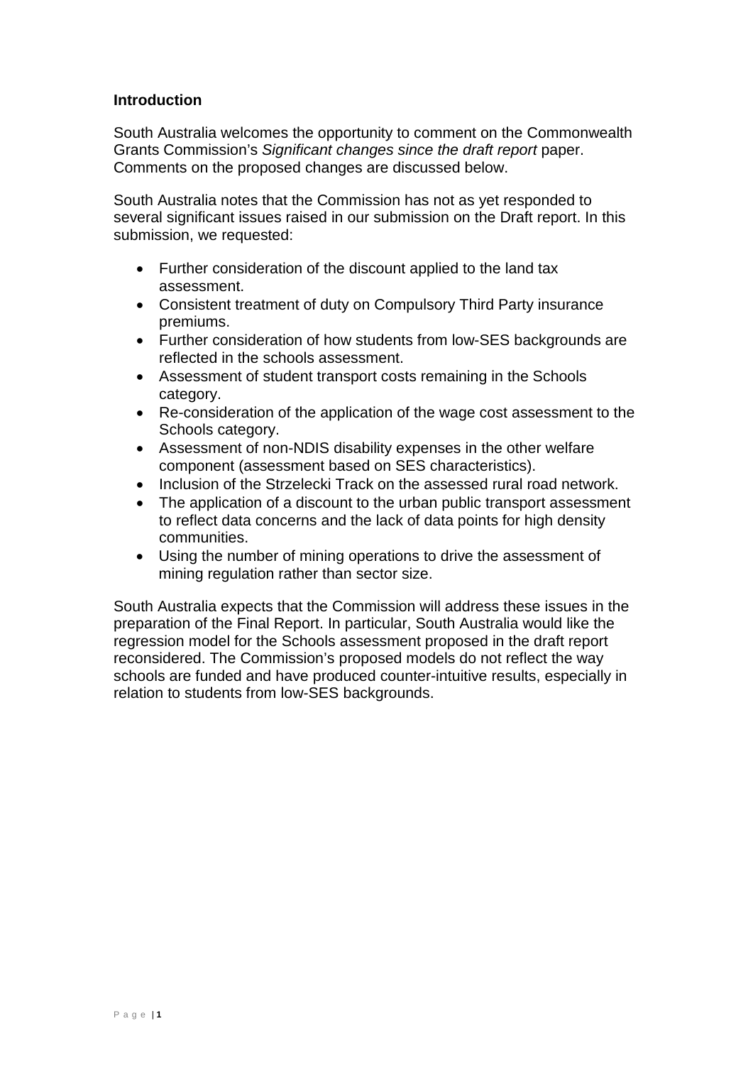**Introduction**

South Australia welcomes the opportunity to comment on the Commonwealth Grants Commission's *Significant changes since the draft report* paper. Comments on the proposed changes are discussed below.

South Australia notes that the Commission has not as yet responded to several significant issues raised in our submission on the Draft report. In this submission, we requested:

- Further consideration of the discount applied to the land tax assessment.
- Consistent treatment of duty on Compulsory Third Party insurance premiums.
- Further consideration of how students from low-SES backgrounds are reflected in the schools assessment.
- Assessment of student transport costs remaining in the Schools category.
- Re-consideration of the application of the wage cost assessment to the Schools category.
- Assessment of non-NDIS disability expenses in the other welfare component (assessment based on SES characteristics).
- Inclusion of the Strzelecki Track on the assessed rural road network.
- The application of a discount to the urban public transport assessment to reflect data concerns and the lack of data points for high density communities.
- Using the number of mining operations to drive the assessment of mining regulation rather than sector size.

South Australia expects that the Commission will address these issues in the preparation of the Final Report. In particular, South Australia would like the regression model for the Schools assessment proposed in the draft report reconsidered. The Commission's proposed models do not reflect the way schools are funded and have produced counter-intuitive results, especially in relation to students from low-SES backgrounds.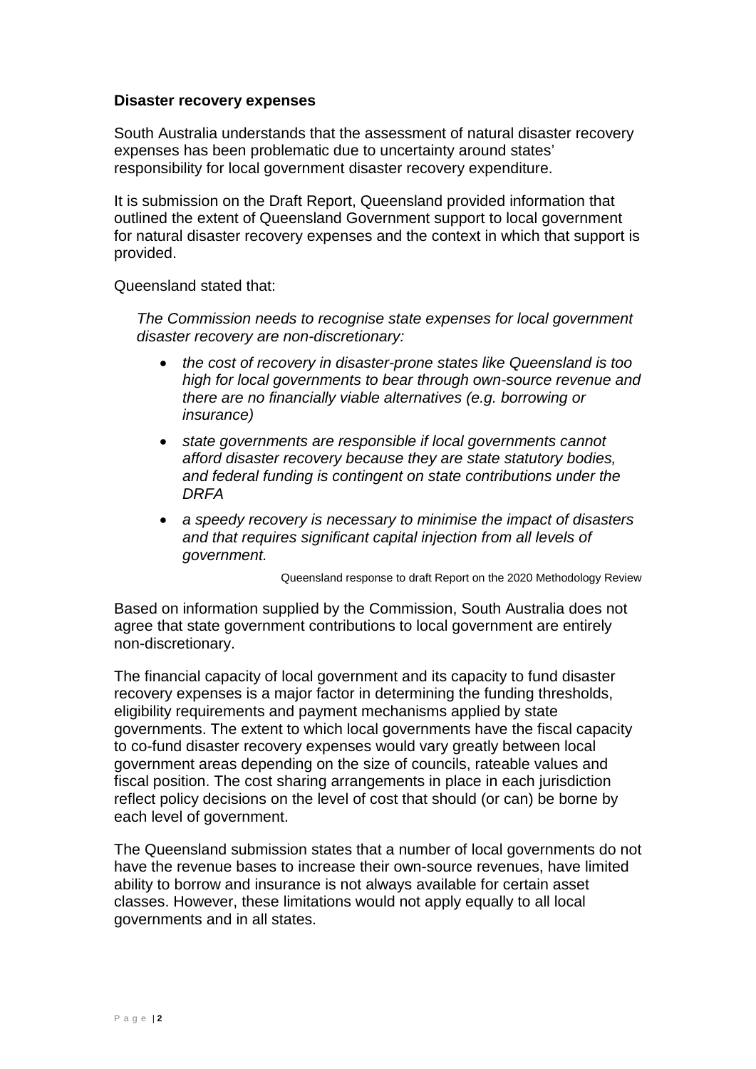**Disaster recovery expenses**

South Australia understands that the assessment of natural disaster recovery expenses has been problematic due to uncertainty around states' responsibility for local government disaster recovery expenditure.

It is submission on the Draft Report, Queensland provided information that outlined the extent of Queensland Government support to local government for natural disaster recovery expenses and the context in which that support is provided.

Queensland stated that:

> *The Commission needs to recognise state expenses for local government disaster recovery are non-discretionary:*
>
> - *the cost of recovery in disaster-prone states like Queensland is too high for local governments to bear through own-source revenue and there are no financially viable alternatives (e.g. borrowing or insurance)*
> - *state governments are responsible if local governments cannot afford disaster recovery because they are state statutory bodies, and federal funding is contingent on state contributions under the DRFA*
> - *a speedy recovery is necessary to minimise the impact of disasters and that requires significant capital injection from all levels of government.*
>
> Queensland response to draft Report on the 2020 Methodology Review

Based on information supplied by the Commission, South Australia does not agree that state government contributions to local government are entirely non-discretionary.

The financial capacity of local government and its capacity to fund disaster recovery expenses is a major factor in determining the funding thresholds, eligibility requirements and payment mechanisms applied by state governments. The extent to which local governments have the fiscal capacity to co-fund disaster recovery expenses would vary greatly between local government areas depending on the size of councils, rateable values and fiscal position. The cost sharing arrangements in place in each jurisdiction reflect policy decisions on the level of cost that should (or can) be borne by each level of government.

The Queensland submission states that a number of local governments do not have the revenue bases to increase their own-source revenues, have limited ability to borrow and insurance is not always available for certain asset classes. However, these limitations would not apply equally to all local governments and in all states.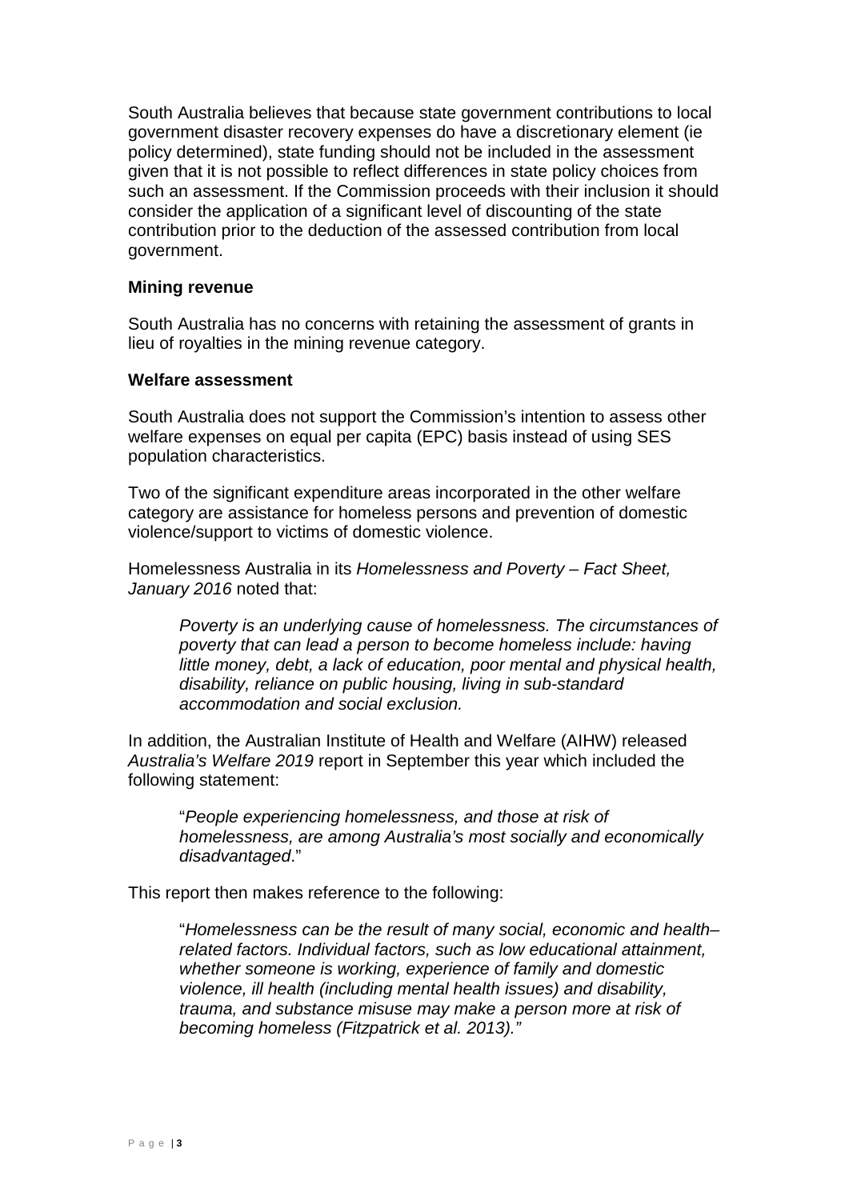South Australia believes that because state government contributions to local government disaster recovery expenses do have a discretionary element (ie policy determined), state funding should not be included in the assessment given that it is not possible to reflect differences in state policy choices from such an assessment. If the Commission proceeds with their inclusion it should consider the application of a significant level of discounting of the state contribution prior to the deduction of the assessed contribution from local government.

**Mining revenue**

South Australia has no concerns with retaining the assessment of grants in lieu of royalties in the mining revenue category.

**Welfare assessment**

South Australia does not support the Commission's intention to assess other welfare expenses on equal per capita (EPC) basis instead of using SES population characteristics.

Two of the significant expenditure areas incorporated in the other welfare category are assistance for homeless persons and prevention of domestic violence/support to victims of domestic violence.

Homelessness Australia in its *Homelessness and Poverty – Fact Sheet, January 2016* noted that:

> *Poverty is an underlying cause of homelessness. The circumstances of poverty that can lead a person to become homeless include: having little money, debt, a lack of education, poor mental and physical health, disability, reliance on public housing, living in sub-standard accommodation and social exclusion.*

In addition, the Australian Institute of Health and Welfare (AIHW) released *Australia's Welfare 2019* report in September this year which included the following statement:

> "*People experiencing homelessness, and those at risk of homelessness, are among Australia's most socially and economically disadvantaged*."

This report then makes reference to the following:

> "*Homelessness can be the result of many social, economic and health–related factors. Individual factors, such as low educational attainment, whether someone is working, experience of family and domestic violence, ill health (including mental health issues) and disability, trauma, and substance misuse may make a person more at risk of becoming homeless (Fitzpatrick et al. 2013).*"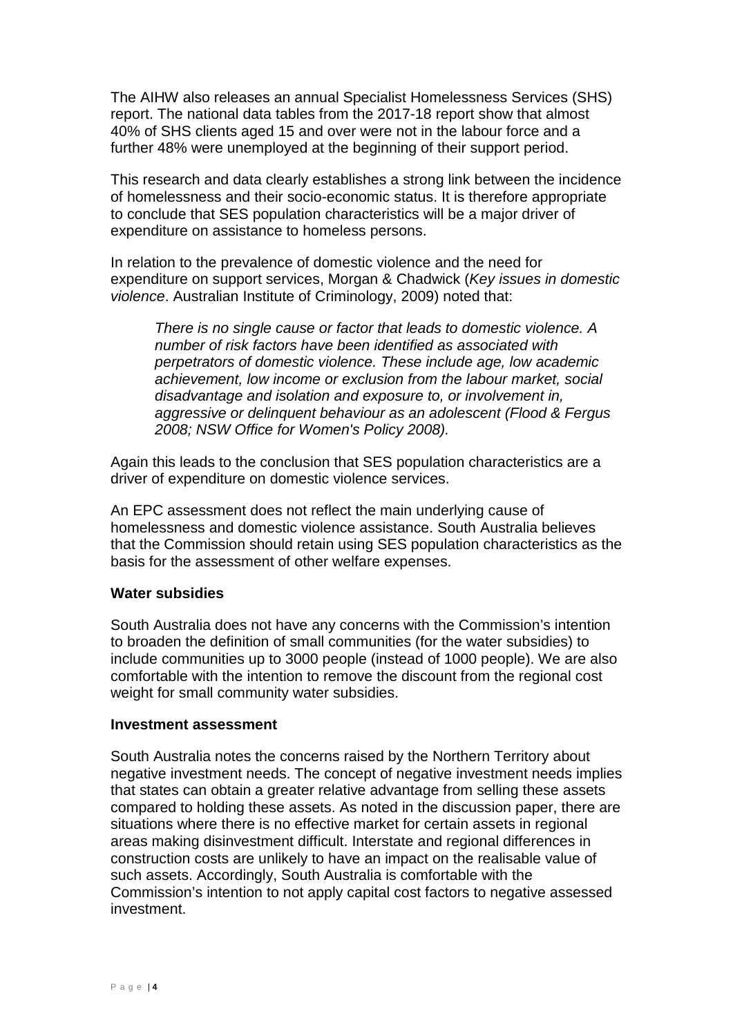The AIHW also releases an annual Specialist Homelessness Services (SHS) report. The national data tables from the 2017-18 report show that almost 40% of SHS clients aged 15 and over were not in the labour force and a further 48% were unemployed at the beginning of their support period.

This research and data clearly establishes a strong link between the incidence of homelessness and their socio-economic status. It is therefore appropriate to conclude that SES population characteristics will be a major driver of expenditure on assistance to homeless persons.

In relation to the prevalence of domestic violence and the need for expenditure on support services, Morgan & Chadwick (*Key issues in domestic violence*. Australian Institute of Criminology, 2009) noted that:

> *There is no single cause or factor that leads to domestic violence. A number of risk factors have been identified as associated with perpetrators of domestic violence. These include age, low academic achievement, low income or exclusion from the labour market, social disadvantage and isolation and exposure to, or involvement in, aggressive or delinquent behaviour as an adolescent (Flood & Fergus 2008; NSW Office for Women's Policy 2008).*

Again this leads to the conclusion that SES population characteristics are a driver of expenditure on domestic violence services.

An EPC assessment does not reflect the main underlying cause of homelessness and domestic violence assistance. South Australia believes that the Commission should retain using SES population characteristics as the basis for the assessment of other welfare expenses.

**Water subsidies**

South Australia does not have any concerns with the Commission's intention to broaden the definition of small communities (for the water subsidies) to include communities up to 3000 people (instead of 1000 people). We are also comfortable with the intention to remove the discount from the regional cost weight for small community water subsidies.

**Investment assessment**

South Australia notes the concerns raised by the Northern Territory about negative investment needs. The concept of negative investment needs implies that states can obtain a greater relative advantage from selling these assets compared to holding these assets. As noted in the discussion paper, there are situations where there is no effective market for certain assets in regional areas making disinvestment difficult. Interstate and regional differences in construction costs are unlikely to have an impact on the realisable value of such assets. Accordingly, South Australia is comfortable with the Commission's intention to not apply capital cost factors to negative assessed investment.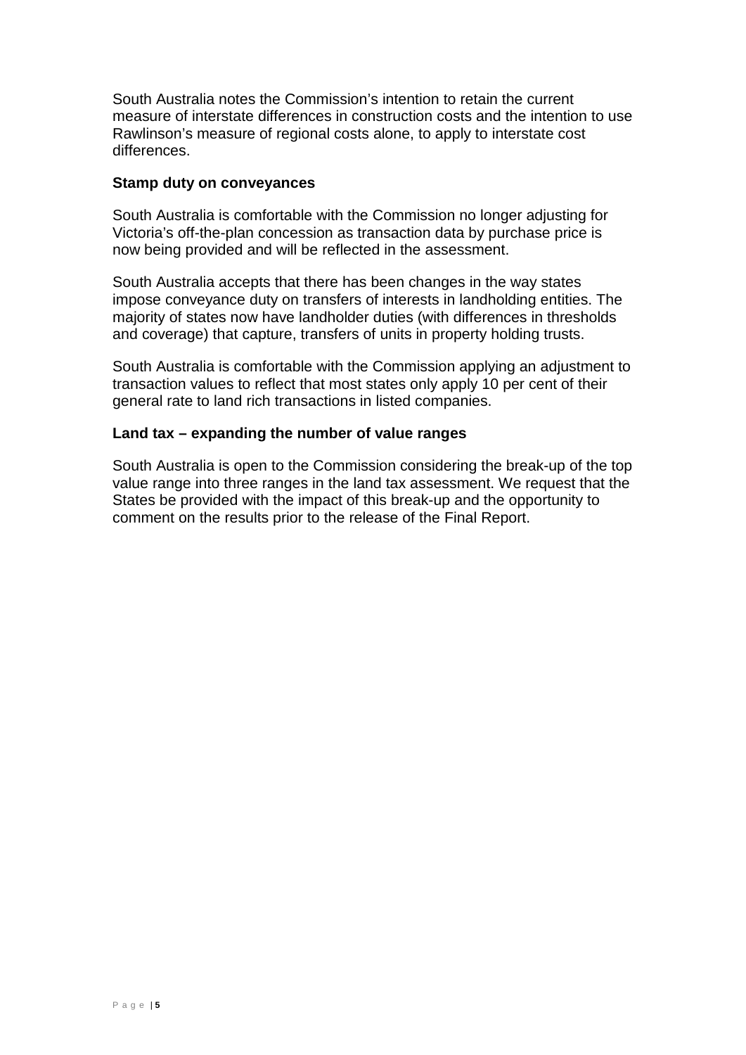South Australia notes the Commission's intention to retain the current measure of interstate differences in construction costs and the intention to use Rawlinson's measure of regional costs alone, to apply to interstate cost differences.

### Stamp duty on conveyances

South Australia is comfortable with the Commission no longer adjusting for Victoria's off-the-plan concession as transaction data by purchase price is now being provided and will be reflected in the assessment.

South Australia accepts that there has been changes in the way states impose conveyance duty on transfers of interests in landholding entities. The majority of states now have landholder duties (with differences in thresholds and coverage) that capture, transfers of units in property holding trusts.

South Australia is comfortable with the Commission applying an adjustment to transaction values to reflect that most states only apply 10 per cent of their general rate to land rich transactions in listed companies.

### Land tax – expanding the number of value ranges

South Australia is open to the Commission considering the break-up of the top value range into three ranges in the land tax assessment. We request that the States be provided with the impact of this break-up and the opportunity to comment on the results prior to the release of the Final Report.